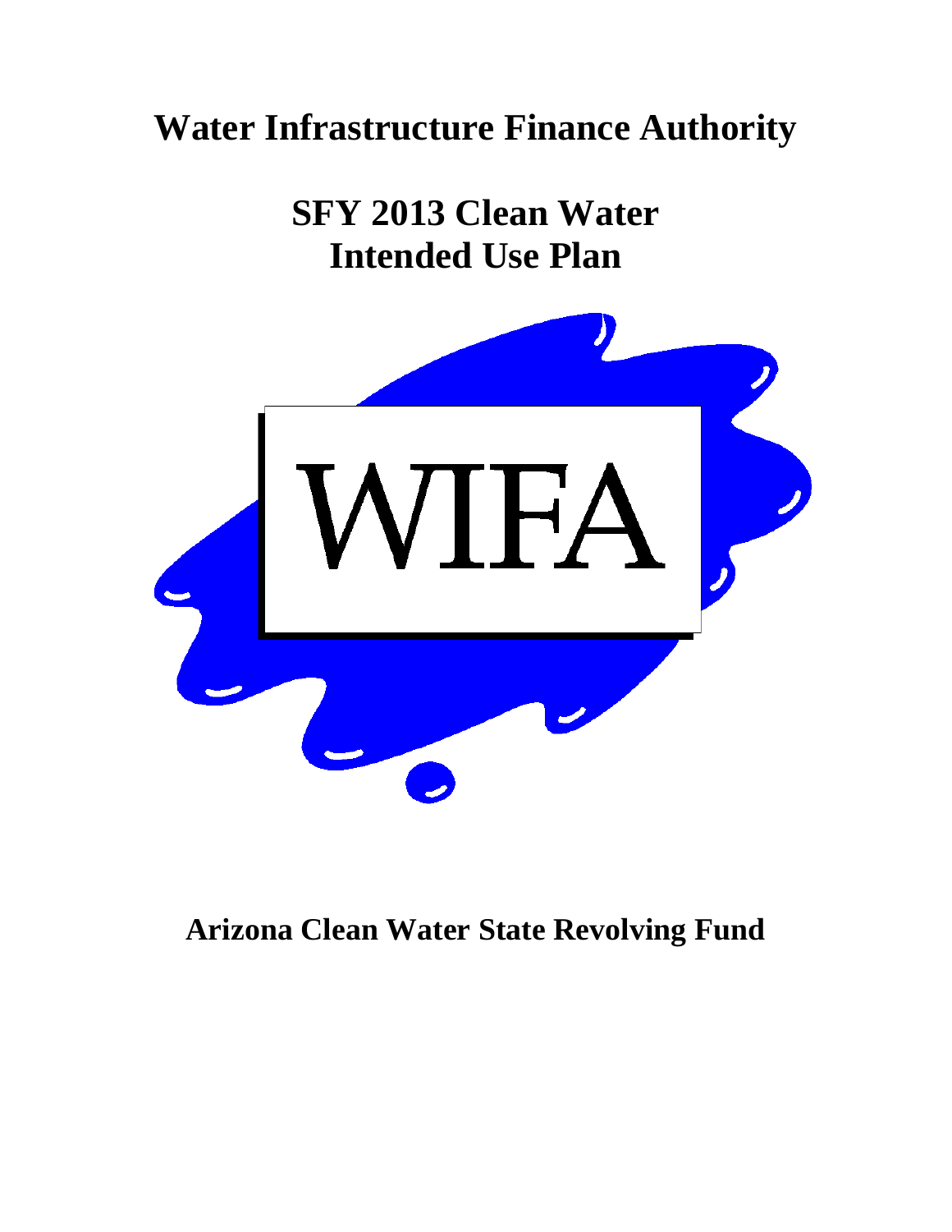# Water Infrastructure Finance Authority

# SFY 2013 Clean Water Intended Use Plan

WIFA

## Arizona Clean Water State Revolving Fund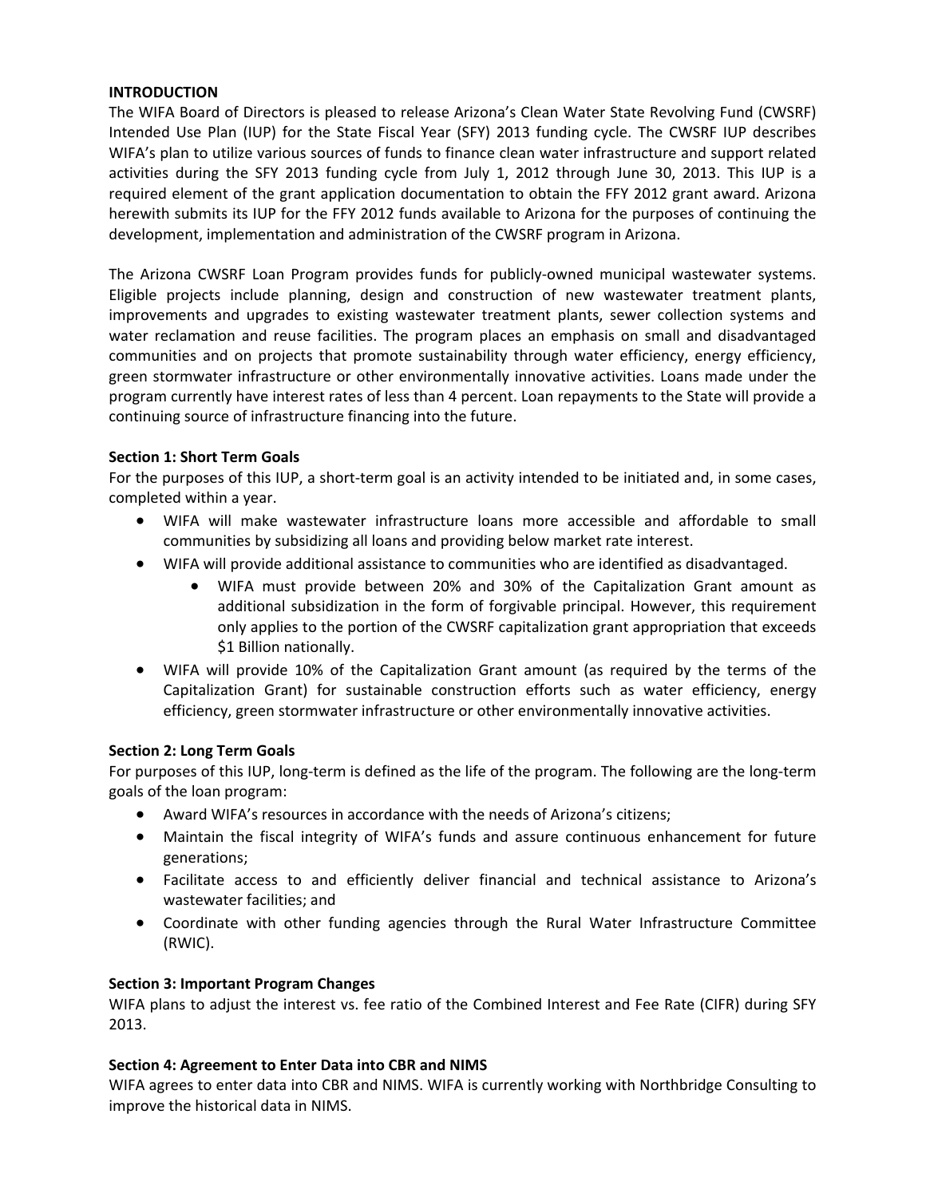**INTRODUCTION**

The WIFA Board of Directors is pleased to release Arizona's Clean Water State Revolving Fund (CWSRF) Intended Use Plan (IUP) for the State Fiscal Year (SFY) 2013 funding cycle. The CWSRF IUP describes WIFA's plan to utilize various sources of funds to finance clean water infrastructure and support related activities during the SFY 2013 funding cycle from July 1, 2012 through June 30, 2013. This IUP is a required element of the grant application documentation to obtain the FFY 2012 grant award. Arizona herewith submits its IUP for the FFY 2012 funds available to Arizona for the purposes of continuing the development, implementation and administration of the CWSRF program in Arizona.

The Arizona CWSRF Loan Program provides funds for publicly-owned municipal wastewater systems. Eligible projects include planning, design and construction of new wastewater treatment plants, improvements and upgrades to existing wastewater treatment plants, sewer collection systems and water reclamation and reuse facilities. The program places an emphasis on small and disadvantaged communities and on projects that promote sustainability through water efficiency, energy efficiency, green stormwater infrastructure or other environmentally innovative activities. Loans made under the program currently have interest rates of less than 4 percent. Loan repayments to the State will provide a continuing source of infrastructure financing into the future.

**Section 1: Short Term Goals**

For the purposes of this IUP, a short-term goal is an activity intended to be initiated and, in some cases, completed within a year.

- WIFA will make wastewater infrastructure loans more accessible and affordable to small communities by subsidizing all loans and providing below market rate interest.
- WIFA will provide additional assistance to communities who are identified as disadvantaged.
    - WIFA must provide between 20% and 30% of the Capitalization Grant amount as additional subsidization in the form of forgivable principal. However, this requirement only applies to the portion of the CWSRF capitalization grant appropriation that exceeds $1 Billion nationally.
- WIFA will provide 10% of the Capitalization Grant amount (as required by the terms of the Capitalization Grant) for sustainable construction efforts such as water efficiency, energy efficiency, green stormwater infrastructure or other environmentally innovative activities.

**Section 2: Long Term Goals**

For purposes of this IUP, long-term is defined as the life of the program. The following are the long-term goals of the loan program:

- Award WIFA's resources in accordance with the needs of Arizona's citizens;
- Maintain the fiscal integrity of WIFA's funds and assure continuous enhancement for future generations;
- Facilitate access to and efficiently deliver financial and technical assistance to Arizona's wastewater facilities; and
- Coordinate with other funding agencies through the Rural Water Infrastructure Committee (RWIC).

**Section 3: Important Program Changes**

WIFA plans to adjust the interest vs. fee ratio of the Combined Interest and Fee Rate (CIFR) during SFY 2013.

**Section 4: Agreement to Enter Data into CBR and NIMS**

WIFA agrees to enter data into CBR and NIMS. WIFA is currently working with Northbridge Consulting to improve the historical data in NIMS.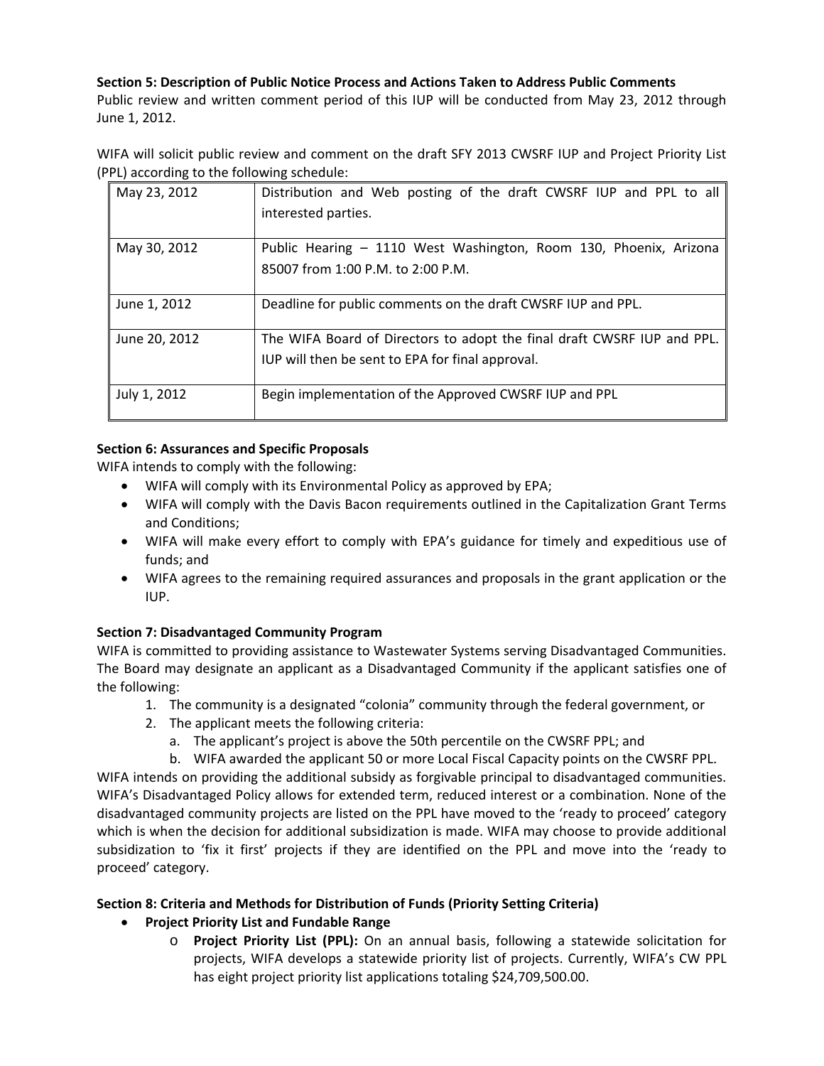**Section 5: Description of Public Notice Process and Actions Taken to Address Public Comments**

Public review and written comment period of this IUP will be conducted from May 23, 2012 through June 1, 2012.

WIFA will solicit public review and comment on the draft SFY 2013 CWSRF IUP and Project Priority List (PPL) according to the following schedule:

| | |
|---|---|
| May 23, 2012 | Distribution and Web posting of the draft CWSRF IUP and PPL to all interested parties. |
| May 30, 2012 | Public Hearing – 1110 West Washington, Room 130, Phoenix, Arizona 85007 from 1:00 P.M. to 2:00 P.M. |
| June 1, 2012 | Deadline for public comments on the draft CWSRF IUP and PPL. |
| June 20, 2012 | The WIFA Board of Directors to adopt the final draft CWSRF IUP and PPL. IUP will then be sent to EPA for final approval. |
| July 1, 2012 | Begin implementation of the Approved CWSRF IUP and PPL |

**Section 6: Assurances and Specific Proposals**

WIFA intends to comply with the following:

- WIFA will comply with its Environmental Policy as approved by EPA;
- WIFA will comply with the Davis Bacon requirements outlined in the Capitalization Grant Terms and Conditions;
- WIFA will make every effort to comply with EPA's guidance for timely and expeditious use of funds; and
- WIFA agrees to the remaining required assurances and proposals in the grant application or the IUP.

**Section 7: Disadvantaged Community Program**

WIFA is committed to providing assistance to Wastewater Systems serving Disadvantaged Communities. The Board may designate an applicant as a Disadvantaged Community if the applicant satisfies one of the following:

1. The community is a designated "colonia" community through the federal government, or
2. The applicant meets the following criteria:
   a. The applicant's project is above the 50th percentile on the CWSRF PPL; and
   b. WIFA awarded the applicant 50 or more Local Fiscal Capacity points on the CWSRF PPL.

WIFA intends on providing the additional subsidy as forgivable principal to disadvantaged communities. WIFA's Disadvantaged Policy allows for extended term, reduced interest or a combination. None of the disadvantaged community projects are listed on the PPL have moved to the 'ready to proceed' category which is when the decision for additional subsidization is made. WIFA may choose to provide additional subsidization to 'fix it first' projects if they are identified on the PPL and move into the 'ready to proceed' category.

**Section 8: Criteria and Methods for Distribution of Funds (Priority Setting Criteria)**

- **Project Priority List and Fundable Range**
  - **Project Priority List (PPL):** On an annual basis, following a statewide solicitation for projects, WIFA develops a statewide priority list of projects. Currently, WIFA's CW PPL has eight project priority list applications totaling $24,709,500.00.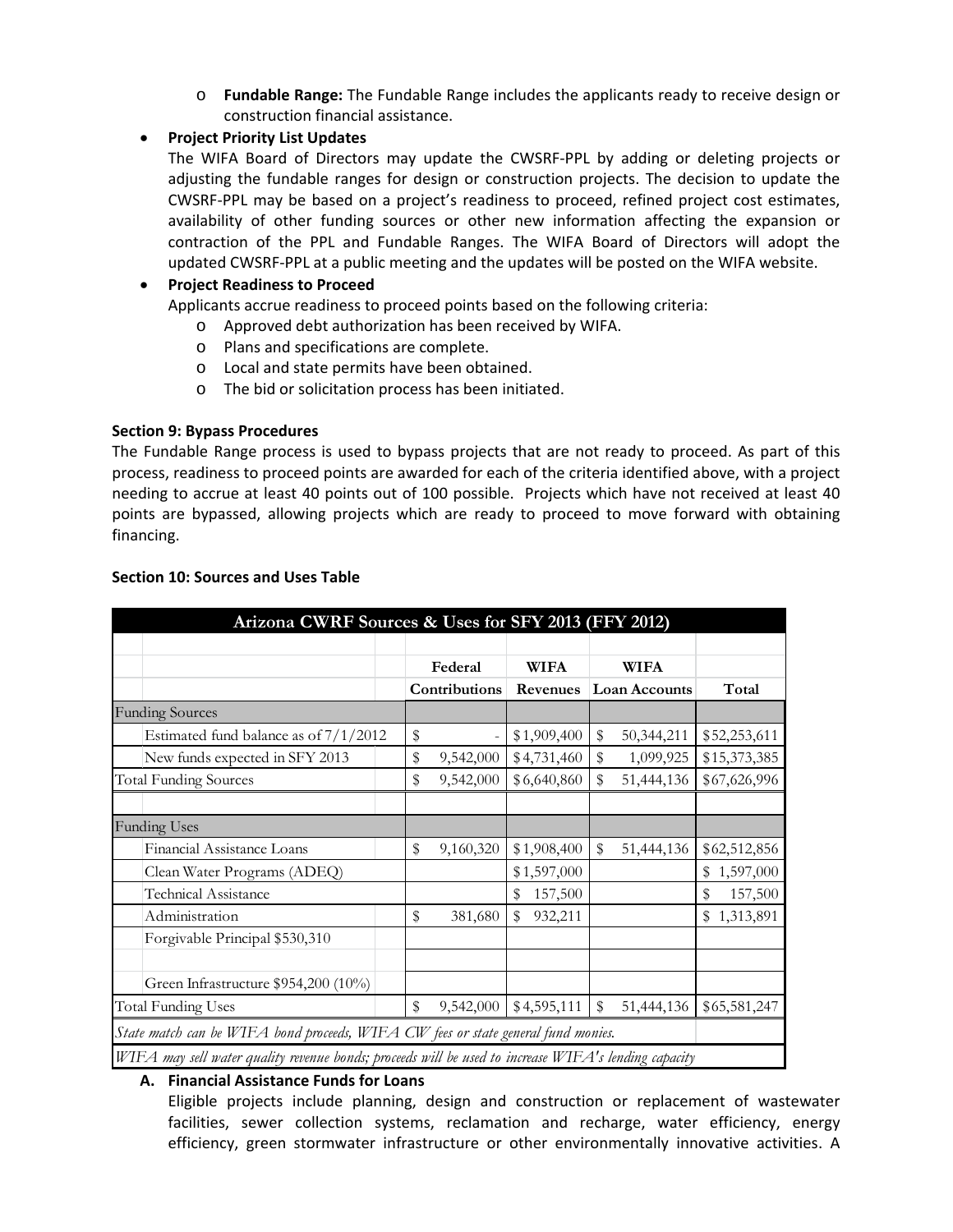- **Fundable Range:** The Fundable Range includes the applicants ready to receive design or construction financial assistance.

- **Project Priority List Updates**

  The WIFA Board of Directors may update the CWSRF-PPL by adding or deleting projects or adjusting the fundable ranges for design or construction projects. The decision to update the CWSRF-PPL may be based on a project's readiness to proceed, refined project cost estimates, availability of other funding sources or other new information affecting the expansion or contraction of the PPL and Fundable Ranges. The WIFA Board of Directors will adopt the updated CWSRF-PPL at a public meeting and the updates will be posted on the WIFA website.

- **Project Readiness to Proceed**

  Applicants accrue readiness to proceed points based on the following criteria:
  - Approved debt authorization has been received by WIFA.
  - Plans and specifications are complete.
  - Local and state permits have been obtained.
  - The bid or solicitation process has been initiated.

**Section 9: Bypass Procedures**

The Fundable Range process is used to bypass projects that are not ready to proceed. As part of this process, readiness to proceed points are awarded for each of the criteria identified above, with a project needing to accrue at least 40 points out of 100 possible. Projects which have not received at least 40 points are bypassed, allowing projects which are ready to proceed to move forward with obtaining financing.

**Section 10: Sources and Uses Table**

| Arizona CWRF Sources & Uses for SFY 2013 (FFY 2012) | | | | |
|---|---|---|---|---|
| | Federal Contributions | WIFA Revenues | WIFA Loan Accounts | Total |
| **Funding Sources** | | | | |
| Estimated fund balance as of 7/1/2012 | $ - | $1,909,400 | $ 50,344,211 | $52,253,611 |
| New funds expected in SFY 2013 | $ 9,542,000 | $4,731,460 | $ 1,099,925 | $15,373,385 |
| Total Funding Sources | $ 9,542,000 | $6,640,860 | $ 51,444,136 | $67,626,996 |
| | | | | |
| **Funding Uses** | | | | |
| Financial Assistance Loans | $ 9,160,320 | $1,908,400 | $ 51,444,136 | $62,512,856 |
| Clean Water Programs (ADEQ) | | $1,597,000 | | $ 1,597,000 |
| Technical Assistance | | $ 157,500 | | $ 157,500 |
| Administration | $ 381,680 | $ 932,211 | | $ 1,313,891 |
| Forgivable Principal $530,310 | | | | |
| | | | | |
| Green Infrastructure $954,200 (10%) | | | | |
| Total Funding Uses | $ 9,542,000 | $4,595,111 | $ 51,444,136 | $65,581,247 |
| *State match can be WIFA bond proceeds, WIFA CW fees or state general fund monies.* | | | | |
| *WIFA may sell water quality revenue bonds; proceeds will be used to increase WIFA's lending capacity* | | | | |

**A. Financial Assistance Funds for Loans**

Eligible projects include planning, design and construction or replacement of wastewater facilities, sewer collection systems, reclamation and recharge, water efficiency, energy efficiency, green stormwater infrastructure or other environmentally innovative activities. A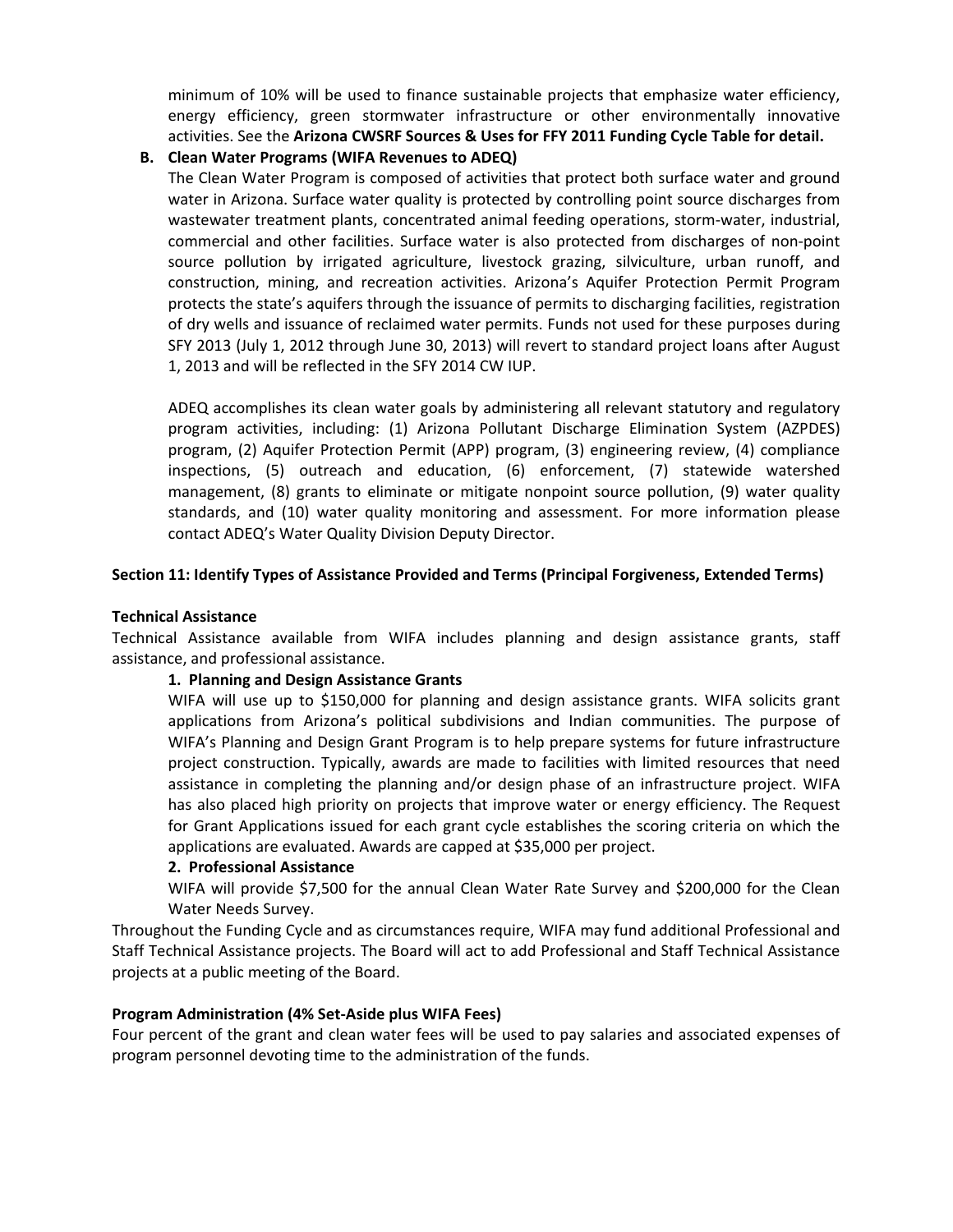minimum of 10% will be used to finance sustainable projects that emphasize water efficiency, energy efficiency, green stormwater infrastructure or other environmentally innovative activities. See the **Arizona CWSRF Sources & Uses for FFY 2011 Funding Cycle Table for detail.**

**B. Clean Water Programs (WIFA Revenues to ADEQ)**

The Clean Water Program is composed of activities that protect both surface water and ground water in Arizona. Surface water quality is protected by controlling point source discharges from wastewater treatment plants, concentrated animal feeding operations, storm-water, industrial, commercial and other facilities. Surface water is also protected from discharges of non-point source pollution by irrigated agriculture, livestock grazing, silviculture, urban runoff, and construction, mining, and recreation activities. Arizona's Aquifer Protection Permit Program protects the state's aquifers through the issuance of permits to discharging facilities, registration of dry wells and issuance of reclaimed water permits. Funds not used for these purposes during SFY 2013 (July 1, 2012 through June 30, 2013) will revert to standard project loans after August 1, 2013 and will be reflected in the SFY 2014 CW IUP.

ADEQ accomplishes its clean water goals by administering all relevant statutory and regulatory program activities, including: (1) Arizona Pollutant Discharge Elimination System (AZPDES) program, (2) Aquifer Protection Permit (APP) program, (3) engineering review, (4) compliance inspections, (5) outreach and education, (6) enforcement, (7) statewide watershed management, (8) grants to eliminate or mitigate nonpoint source pollution, (9) water quality standards, and (10) water quality monitoring and assessment. For more information please contact ADEQ's Water Quality Division Deputy Director.

## Section 11: Identify Types of Assistance Provided and Terms (Principal Forgiveness, Extended Terms)

### Technical Assistance

Technical Assistance available from WIFA includes planning and design assistance grants, staff assistance, and professional assistance.

**1. Planning and Design Assistance Grants**

WIFA will use up to $150,000 for planning and design assistance grants. WIFA solicits grant applications from Arizona's political subdivisions and Indian communities. The purpose of WIFA's Planning and Design Grant Program is to help prepare systems for future infrastructure project construction. Typically, awards are made to facilities with limited resources that need assistance in completing the planning and/or design phase of an infrastructure project. WIFA has also placed high priority on projects that improve water or energy efficiency. The Request for Grant Applications issued for each grant cycle establishes the scoring criteria on which the applications are evaluated. Awards are capped at $35,000 per project.

**2. Professional Assistance**

WIFA will provide $7,500 for the annual Clean Water Rate Survey and $200,000 for the Clean Water Needs Survey.

Throughout the Funding Cycle and as circumstances require, WIFA may fund additional Professional and Staff Technical Assistance projects. The Board will act to add Professional and Staff Technical Assistance projects at a public meeting of the Board.

### Program Administration (4% Set-Aside plus WIFA Fees)

Four percent of the grant and clean water fees will be used to pay salaries and associated expenses of program personnel devoting time to the administration of the funds.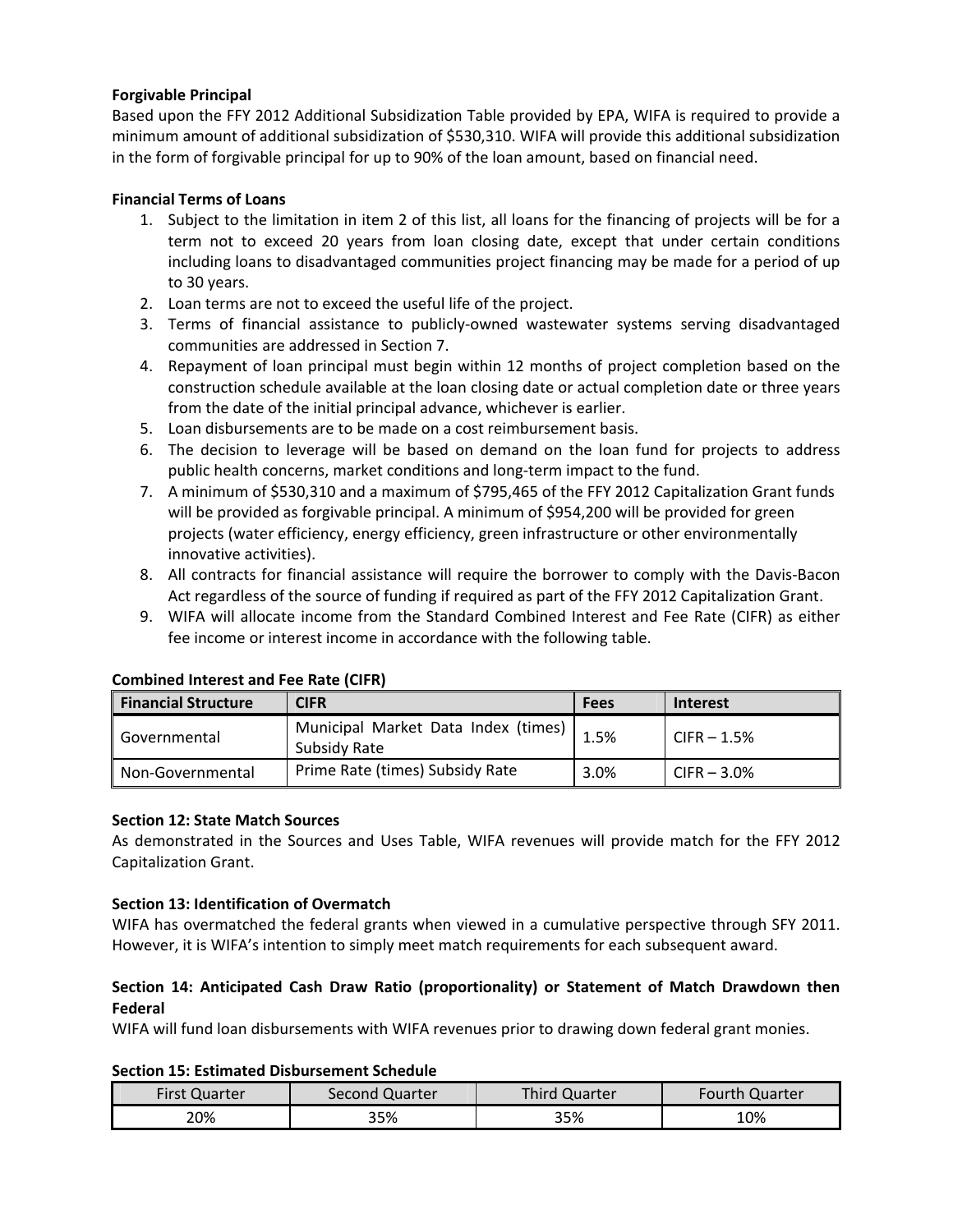**Forgivable Principal**

Based upon the FFY 2012 Additional Subsidization Table provided by EPA, WIFA is required to provide a minimum amount of additional subsidization of $530,310. WIFA will provide this additional subsidization in the form of forgivable principal for up to 90% of the loan amount, based on financial need.

**Financial Terms of Loans**

1. Subject to the limitation in item 2 of this list, all loans for the financing of projects will be for a term not to exceed 20 years from loan closing date, except that under certain conditions including loans to disadvantaged communities project financing may be made for a period of up to 30 years.
2. Loan terms are not to exceed the useful life of the project.
3. Terms of financial assistance to publicly-owned wastewater systems serving disadvantaged communities are addressed in Section 7.
4. Repayment of loan principal must begin within 12 months of project completion based on the construction schedule available at the loan closing date or actual completion date or three years from the date of the initial principal advance, whichever is earlier.
5. Loan disbursements are to be made on a cost reimbursement basis.
6. The decision to leverage will be based on demand on the loan fund for projects to address public health concerns, market conditions and long-term impact to the fund.
7. A minimum of $530,310 and a maximum of $795,465 of the FFY 2012 Capitalization Grant funds will be provided as forgivable principal. A minimum of $954,200 will be provided for green projects (water efficiency, energy efficiency, green infrastructure or other environmentally innovative activities).
8. All contracts for financial assistance will require the borrower to comply with the Davis-Bacon Act regardless of the source of funding if required as part of the FFY 2012 Capitalization Grant.
9. WIFA will allocate income from the Standard Combined Interest and Fee Rate (CIFR) as either fee income or interest income in accordance with the following table.

**Combined Interest and Fee Rate (CIFR)**

| Financial Structure | CIFR | Fees | Interest |
|---|---|---|---|
| Governmental | Municipal Market Data Index (times) Subsidy Rate | 1.5% | CIFR – 1.5% |
| Non-Governmental | Prime Rate (times) Subsidy Rate | 3.0% | CIFR – 3.0% |

**Section 12: State Match Sources**

As demonstrated in the Sources and Uses Table, WIFA revenues will provide match for the FFY 2012 Capitalization Grant.

**Section 13: Identification of Overmatch**

WIFA has overmatched the federal grants when viewed in a cumulative perspective through SFY 2011. However, it is WIFA's intention to simply meet match requirements for each subsequent award.

**Section 14: Anticipated Cash Draw Ratio (proportionality) or Statement of Match Drawdown then Federal**

WIFA will fund loan disbursements with WIFA revenues prior to drawing down federal grant monies.

**Section 15: Estimated Disbursement Schedule**

| First Quarter | Second Quarter | Third Quarter | Fourth Quarter |
|---|---|---|---|
| 20% | 35% | 35% | 10% |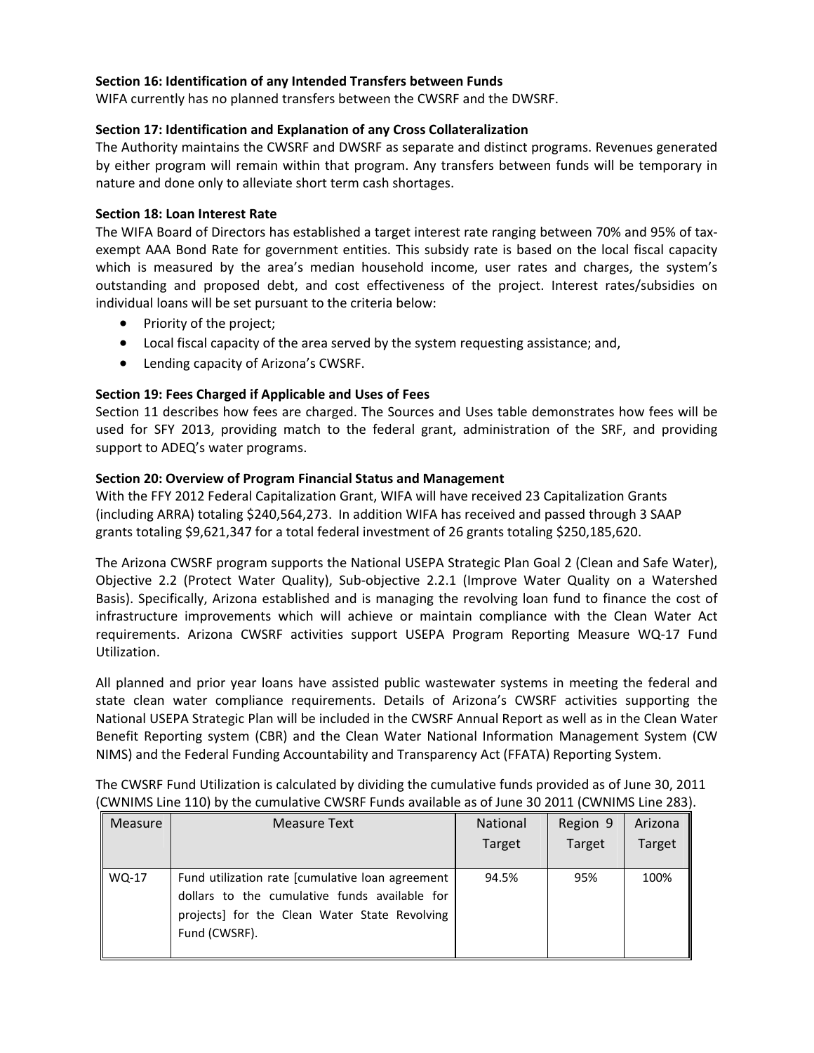**Section 16: Identification of any Intended Transfers between Funds**

WIFA currently has no planned transfers between the CWSRF and the DWSRF.

**Section 17: Identification and Explanation of any Cross Collateralization**

The Authority maintains the CWSRF and DWSRF as separate and distinct programs. Revenues generated by either program will remain within that program. Any transfers between funds will be temporary in nature and done only to alleviate short term cash shortages.

**Section 18: Loan Interest Rate**

The WIFA Board of Directors has established a target interest rate ranging between 70% and 95% of tax-exempt AAA Bond Rate for government entities. This subsidy rate is based on the local fiscal capacity which is measured by the area's median household income, user rates and charges, the system's outstanding and proposed debt, and cost effectiveness of the project. Interest rates/subsidies on individual loans will be set pursuant to the criteria below:

- Priority of the project;
- Local fiscal capacity of the area served by the system requesting assistance; and,
- Lending capacity of Arizona's CWSRF.

**Section 19: Fees Charged if Applicable and Uses of Fees**

Section 11 describes how fees are charged. The Sources and Uses table demonstrates how fees will be used for SFY 2013, providing match to the federal grant, administration of the SRF, and providing support to ADEQ's water programs.

**Section 20: Overview of Program Financial Status and Management**

With the FFY 2012 Federal Capitalization Grant, WIFA will have received 23 Capitalization Grants (including ARRA) totaling $240,564,273. In addition WIFA has received and passed through 3 SAAP grants totaling $9,621,347 for a total federal investment of 26 grants totaling $250,185,620.

The Arizona CWSRF program supports the National USEPA Strategic Plan Goal 2 (Clean and Safe Water), Objective 2.2 (Protect Water Quality), Sub-objective 2.2.1 (Improve Water Quality on a Watershed Basis). Specifically, Arizona established and is managing the revolving loan fund to finance the cost of infrastructure improvements which will achieve or maintain compliance with the Clean Water Act requirements. Arizona CWSRF activities support USEPA Program Reporting Measure WQ-17 Fund Utilization.

All planned and prior year loans have assisted public wastewater systems in meeting the federal and state clean water compliance requirements. Details of Arizona's CWSRF activities supporting the National USEPA Strategic Plan will be included in the CWSRF Annual Report as well as in the Clean Water Benefit Reporting system (CBR) and the Clean Water National Information Management System (CW NIMS) and the Federal Funding Accountability and Transparency Act (FFATA) Reporting System.

The CWSRF Fund Utilization is calculated by dividing the cumulative funds provided as of June 30, 2011 (CWNIMS Line 110) by the cumulative CWSRF Funds available as of June 30 2011 (CWNIMS Line 283).

| Measure | Measure Text | National Target | Region 9 Target | Arizona Target |
|---|---|---|---|---|
| WQ-17 | Fund utilization rate [cumulative loan agreement dollars to the cumulative funds available for projects] for the Clean Water State Revolving Fund (CWSRF). | 94.5% | 95% | 100% |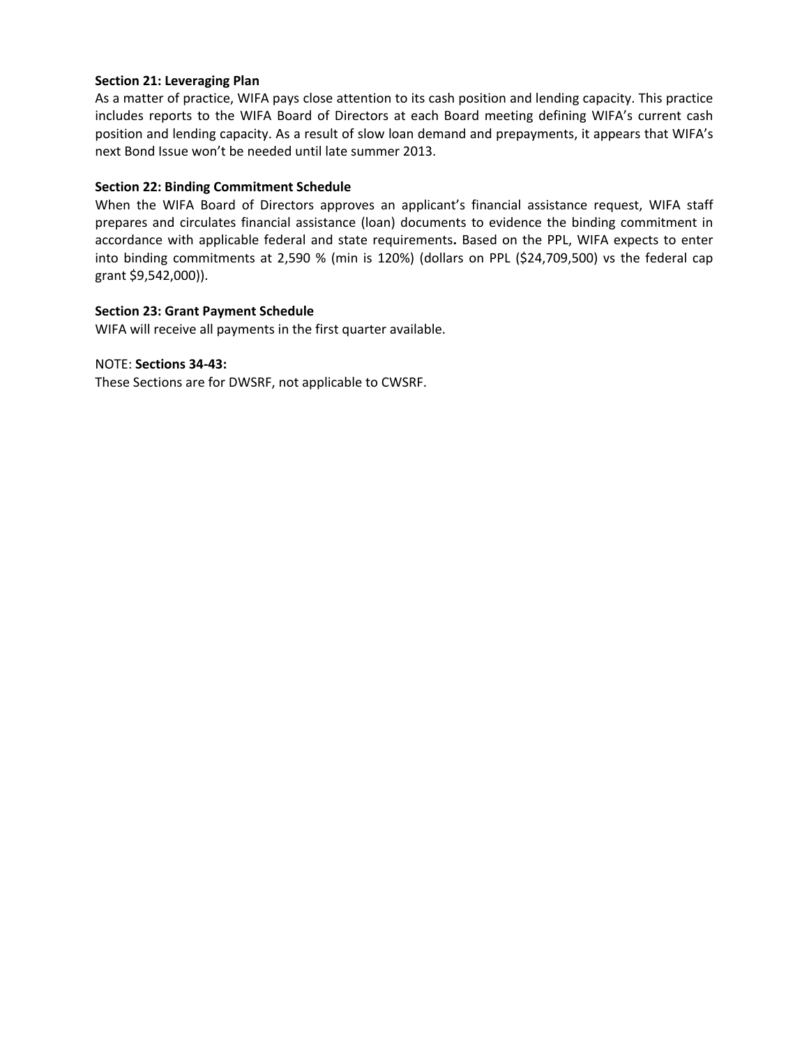**Section 21: Leveraging Plan**

As a matter of practice, WIFA pays close attention to its cash position and lending capacity. This practice includes reports to the WIFA Board of Directors at each Board meeting defining WIFA's current cash position and lending capacity. As a result of slow loan demand and prepayments, it appears that WIFA's next Bond Issue won't be needed until late summer 2013.

**Section 22: Binding Commitment Schedule**

When the WIFA Board of Directors approves an applicant's financial assistance request, WIFA staff prepares and circulates financial assistance (loan) documents to evidence the binding commitment in accordance with applicable federal and state requirements**.** Based on the PPL, WIFA expects to enter into binding commitments at 2,590 % (min is 120%) (dollars on PPL ($24,709,500) vs the federal cap grant $9,542,000)).

**Section 23: Grant Payment Schedule**

WIFA will receive all payments in the first quarter available.

NOTE: **Sections 34-43:**

These Sections are for DWSRF, not applicable to CWSRF.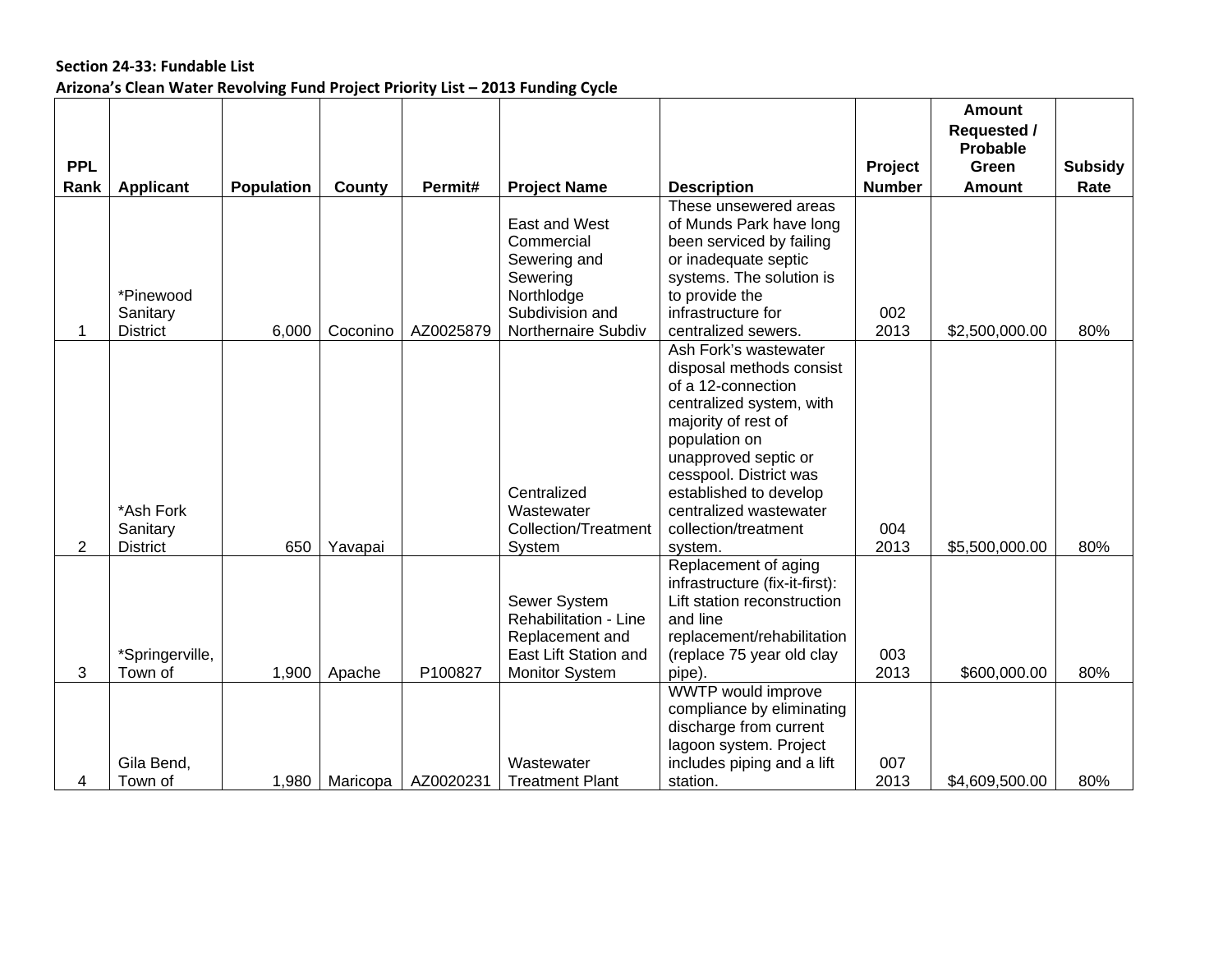**Section 24-33: Fundable List**

**Arizona's Clean Water Revolving Fund Project Priority List – 2013 Funding Cycle**

| PPL Rank | Applicant | Population | County | Permit# | Project Name | Description | Project Number | Amount Requested / Probable Green Amount | Subsidy Rate |
|---|---|---|---|---|---|---|---|---|---|
| 1 | *Pinewood Sanitary District | 6,000 | Coconino | AZ0025879 | East and West Commercial Sewering and Sewering Northlodge Subdivision and Northernaire Subdiv | These unsewered areas of Munds Park have long been serviced by failing or inadequate septic systems. The solution is to provide the infrastructure for centralized sewers. | 002 2013 | $2,500,000.00 | 80% |
| 2 | *Ash Fork Sanitary District | 650 | Yavapai | | Centralized Wastewater Collection/Treatment System | Ash Fork's wastewater disposal methods consist of a 12-connection centralized system, with majority of rest of population on unapproved septic or cesspool. District was established to develop centralized wastewater collection/treatment system. | 004 2013 | $5,500,000.00 | 80% |
| 3 | *Springerville, Town of | 1,900 | Apache | P100827 | Sewer System Rehabilitation - Line Replacement and East Lift Station and Monitor System | Replacement of aging infrastructure (fix-it-first): Lift station reconstruction and line replacement/rehabilitation (replace 75 year old clay pipe). | 003 2013 | $600,000.00 | 80% |
| 4 | Gila Bend, Town of | 1,980 | Maricopa | AZ0020231 | Wastewater Treatment Plant | WWTP would improve compliance by eliminating discharge from current lagoon system. Project includes piping and a lift station. | 007 2013 | $4,609,500.00 | 80% |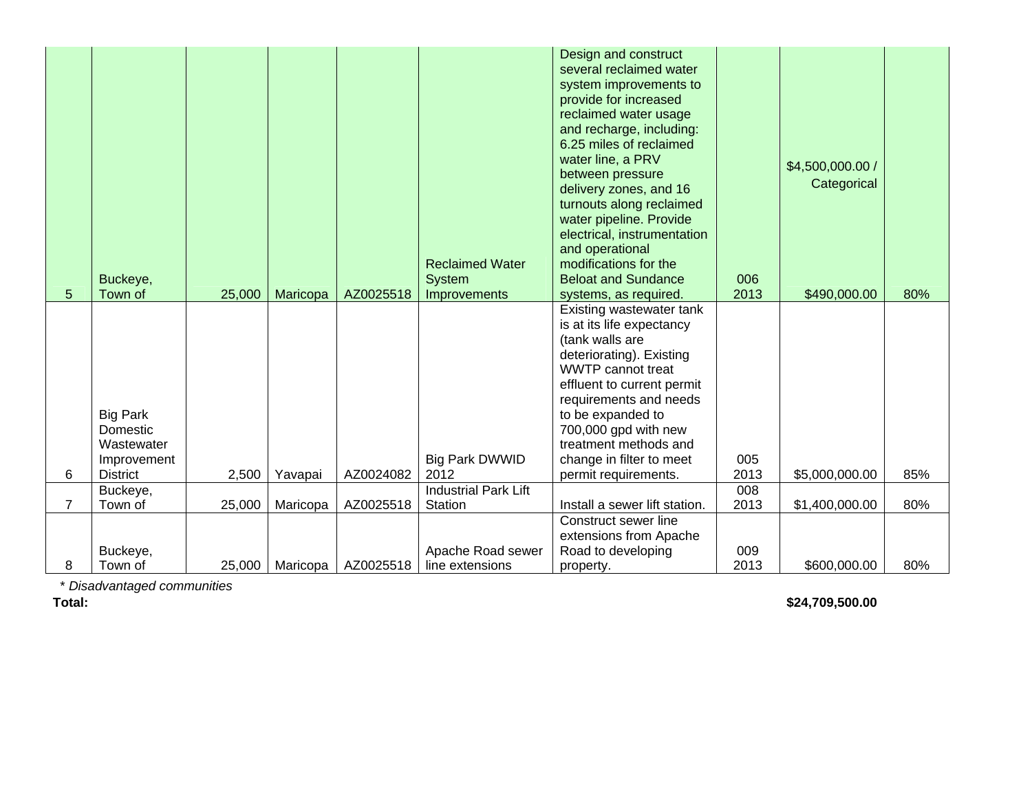| | | | | | | | | | |
|---|---|---|---|---|---|---|---|---|---|
| 5 | Buckeye, Town of | 25,000 | Maricopa | AZ0025518 | Reclaimed Water System Improvements | Design and construct several reclaimed water system improvements to provide for increased reclaimed water usage and recharge, including: 6.25 miles of reclaimed water line, a PRV between pressure delivery zones, and 16 turnouts along reclaimed water pipeline. Provide electrical, instrumentation and operational modifications for the Beloat and Sundance systems, as required. | 006 2013 | $4,500,000.00 / Categorical $490,000.00 | 80% |
| 6 | Big Park Domestic Wastewater Improvement District | 2,500 | Yavapai | AZ0024082 | Big Park DWWID 2012 | Existing wastewater tank is at its life expectancy (tank walls are deteriorating). Existing WWTP cannot treat effluent to current permit requirements and needs to be expanded to 700,000 gpd with new treatment methods and change in filter to meet permit requirements. | 005 2013 | $5,000,000.00 | 85% |
| 7 | Buckeye, Town of | 25,000 | Maricopa | AZ0025518 | Industrial Park Lift Station | Install a sewer lift station. | 008 2013 | $1,400,000.00 | 80% |
| 8 | Buckeye, Town of | 25,000 | Maricopa | AZ0025518 | Apache Road sewer line extensions | Construct sewer line extensions from Apache Road to developing property. | 009 2013 | $600,000.00 | 80% |

* *Disadvantaged communities*

**Total:** **$24,709,500.00**